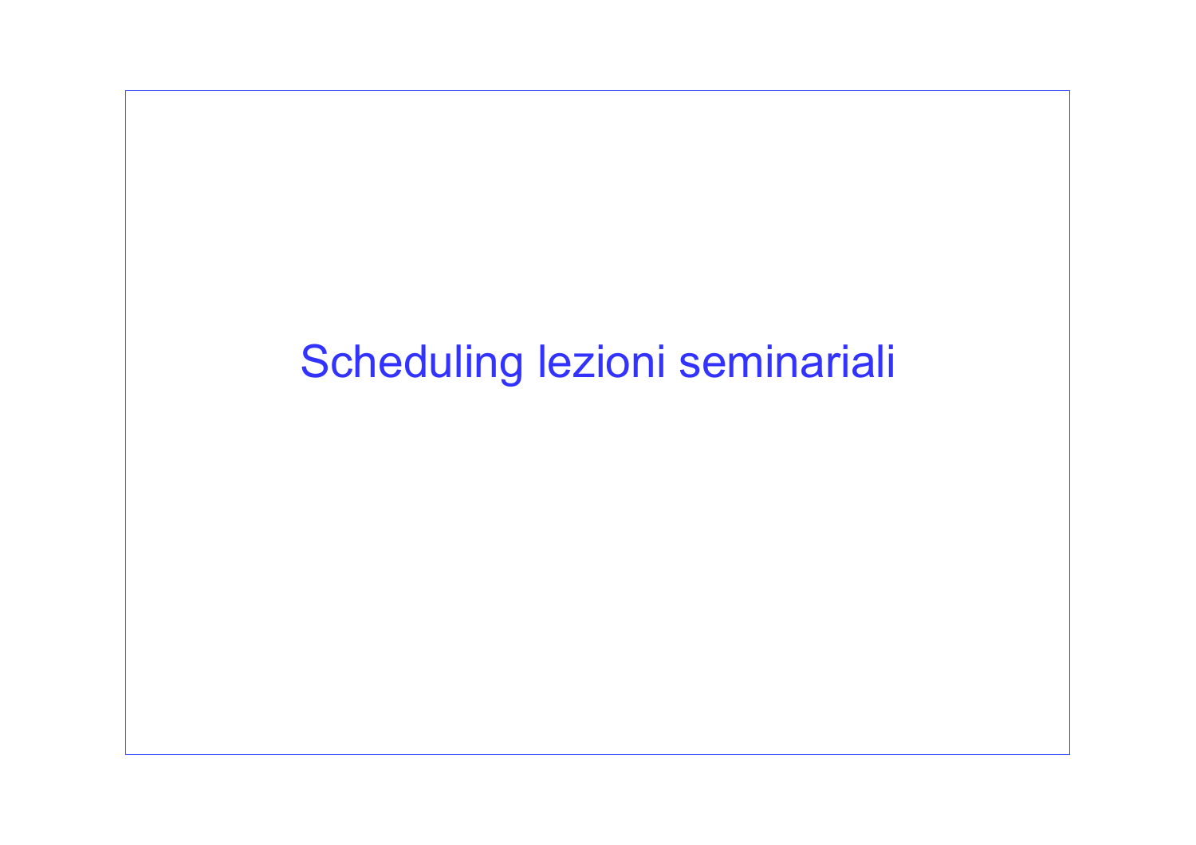# Scheduling lezioni seminariali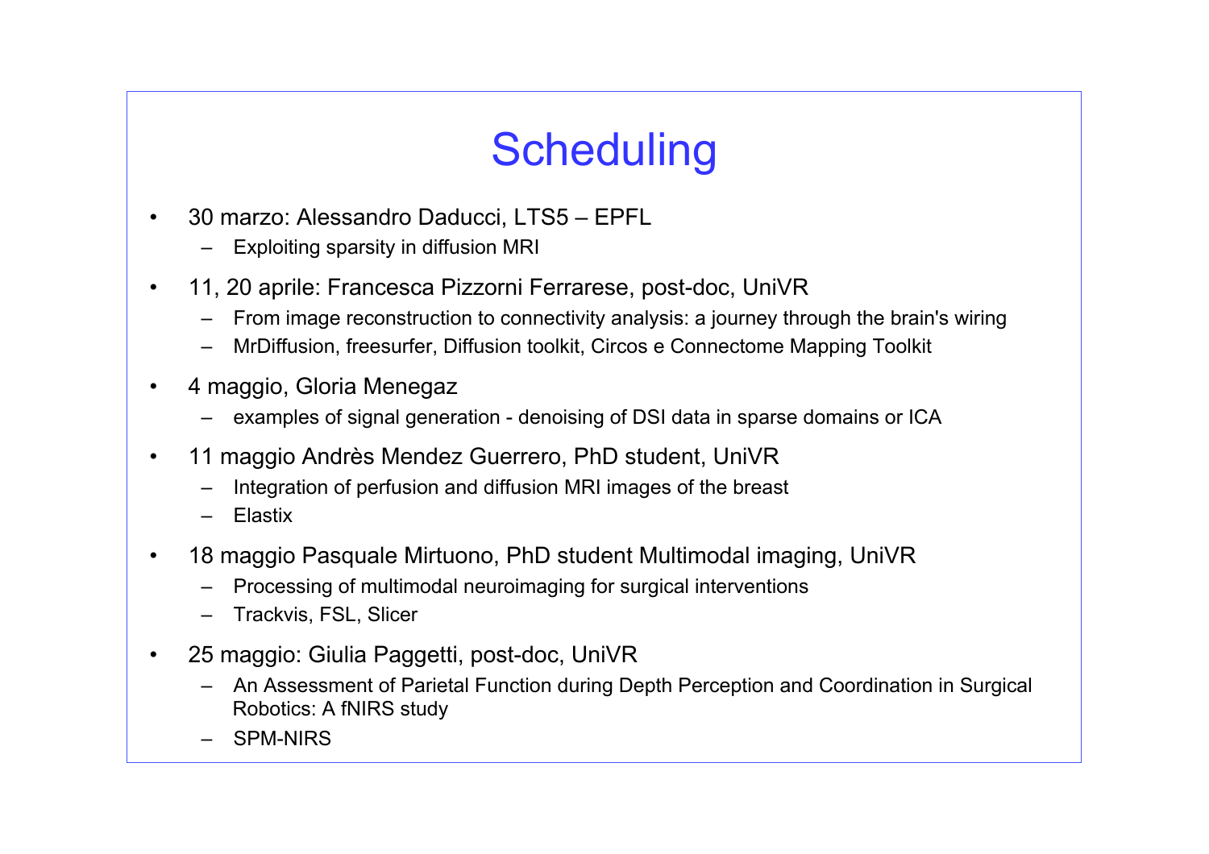# Scheduling

- 30 marzo: Alessandro Daducci, LTS5 – EPFL
  - Exploiting sparsity in diffusion MRI
- 11, 20 aprile: Francesca Pizzorni Ferrarese, post-doc, UniVR
  - From image reconstruction to connectivity analysis: a journey through the brain's wiring
  - MrDiffusion, freesurfer, Diffusion toolkit, Circos e Connectome Mapping Toolkit
- 4 maggio, Gloria Menegaz
  - examples of signal generation - denoising of DSI data in sparse domains or ICA
- 11 maggio Andrès Mendez Guerrero, PhD student, UniVR
  - Integration of perfusion and diffusion MRI images of the breast
  - Elastix
- 18 maggio Pasquale Mirtuono, PhD student Multimodal imaging, UniVR
  - Processing of multimodal neuroimaging for surgical interventions
  - Trackvis, FSL, Slicer
- 25 maggio: Giulia Paggetti, post-doc, UniVR
  - An Assessment of Parietal Function during Depth Perception and Coordination in Surgical Robotics: A fNIRS study
  - SPM-NIRS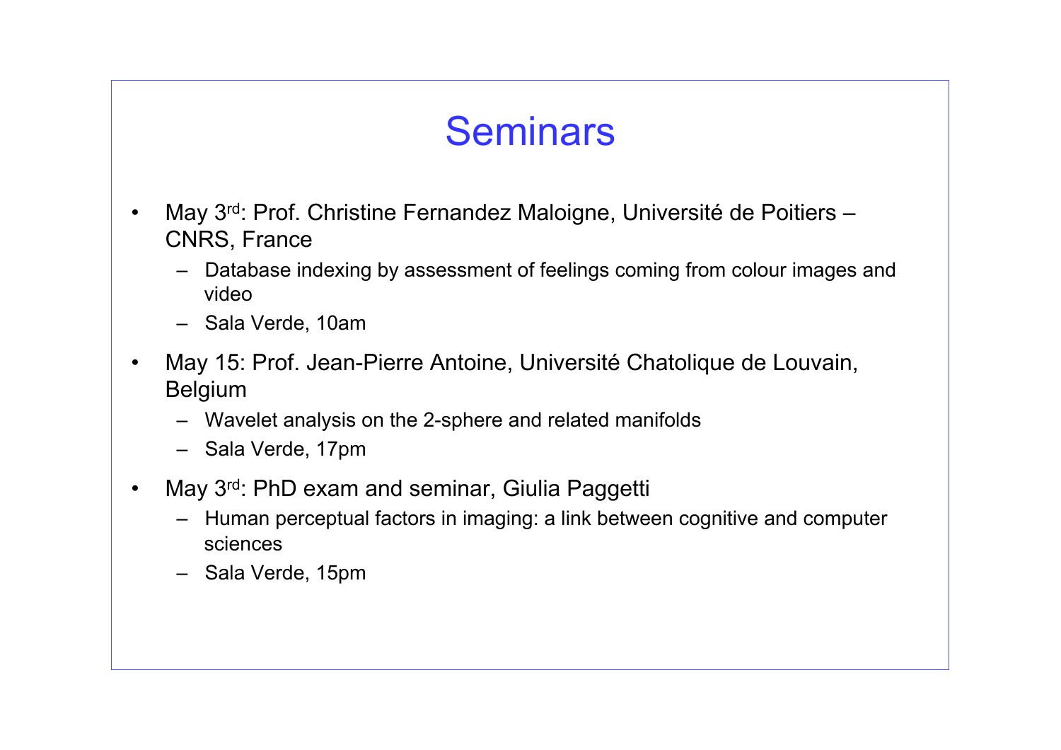# Seminars

- May 3rd: Prof. Christine Fernandez Maloigne, Université de Poitiers – CNRS, France
  - Database indexing by assessment of feelings coming from colour images and video
  - Sala Verde, 10am
- May 15: Prof. Jean-Pierre Antoine, Université Chatolique de Louvain, Belgium
  - Wavelet analysis on the 2-sphere and related manifolds
  - Sala Verde, 17pm
- May 3rd: PhD exam and seminar, Giulia Paggetti
  - Human perceptual factors in imaging: a link between cognitive and computer sciences
  - Sala Verde, 15pm